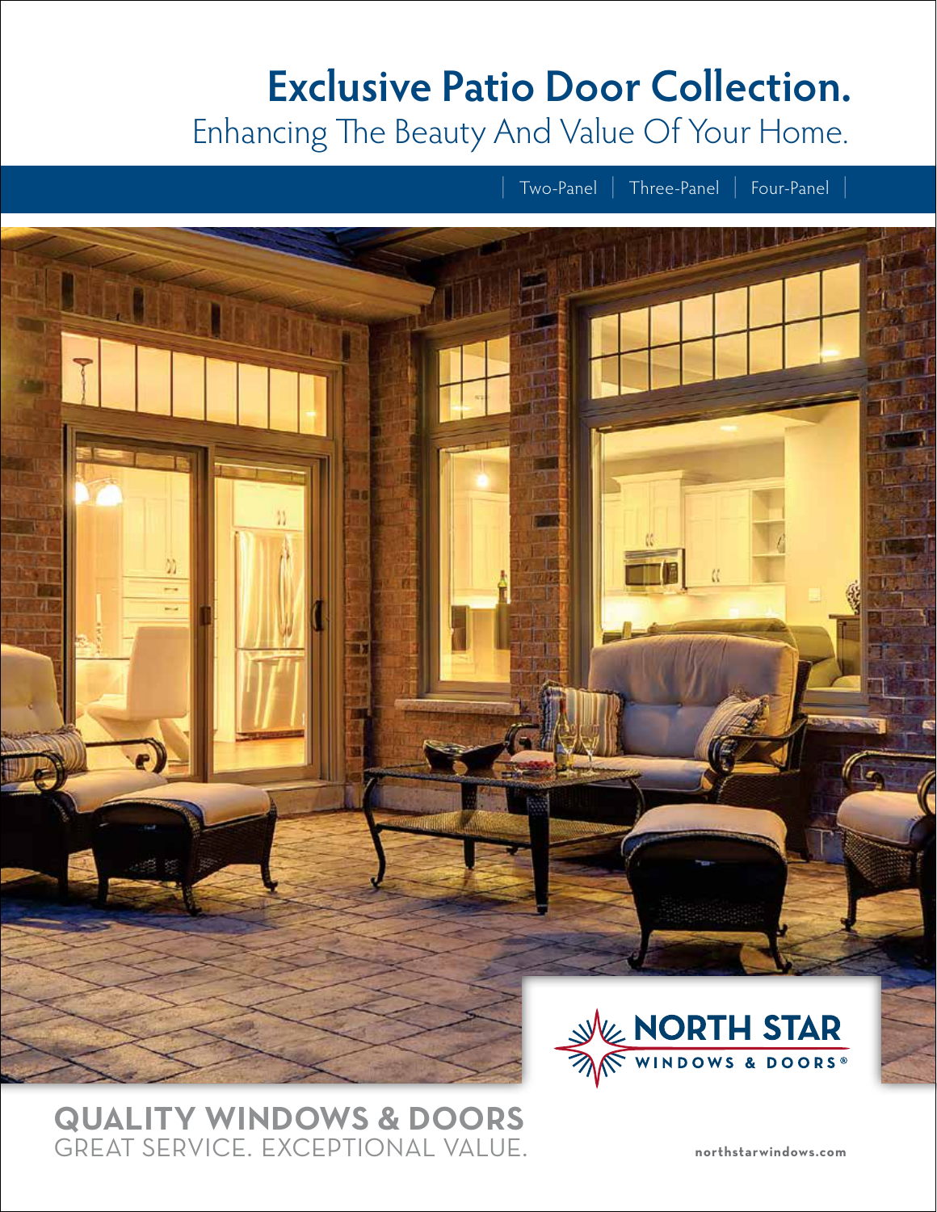# Exclusive Patio Door Collection.

## Enhancing The Beauty And Value Of Your Home.

Two-Panel | Three-Panel | Four-Panel

NORTH STAR WINDOWS & DOORS®

**QUALITY WINDOWS & DOORS**
GREAT SERVICE. EXCEPTIONAL VALUE.

northstarwindows.com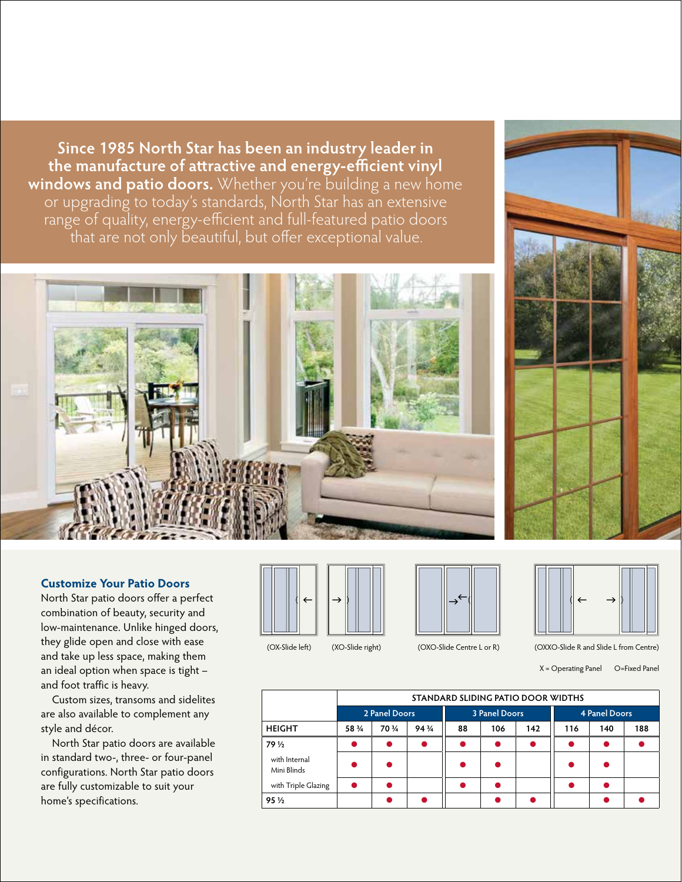**Since 1985 North Star has been an industry leader in the manufacture of attractive and energy-efficient vinyl windows and patio doors.** Whether you're building a new home or upgrading to today's standards, North Star has an extensive range of quality, energy-efficient and full-featured patio doors that are not only beautiful, but offer exceptional value.

## Customize Your Patio Doors

North Star patio doors offer a perfect combination of beauty, security and low-maintenance. Unlike hinged doors, they glide open and close with ease and take up less space, making them an ideal option when space is tight – and foot traffic is heavy.

Custom sizes, transoms and sidelites are also available to complement any style and décor.

North Star patio doors are available in standard two-, three- or four-panel configurations. North Star patio doors are fully customizable to suit your home's specifications.

(OX-Slide left) (XO-Slide right) (OXO-Slide Centre L or R) (OXXO-Slide R and Slide L from Centre)

X = Operating Panel O=Fixed Panel

| | STANDARD SLIDING PATIO DOOR WIDTHS | | | | | | | | |
|---|---|---|---|---|---|---|---|---|---|
| | 2 Panel Doors | | | 3 Panel Doors | | | 4 Panel Doors | | |
| HEIGHT | 58 ¾ | 70 ¾ | 94 ¾ | 88 | 106 | 142 | 116 | 140 | 188 |
| 79 ½ | ● | ● | ● | ● | ● | ● | ● | ● | ● |
| with Internal Mini Blinds | ● | ● | | ● | ● | | ● | ● | |
| with Triple Glazing | ● | ● | | ● | ● | | ● | ● | |
| 95 ½ | | ● | ● | | ● | ● | | ● | ● |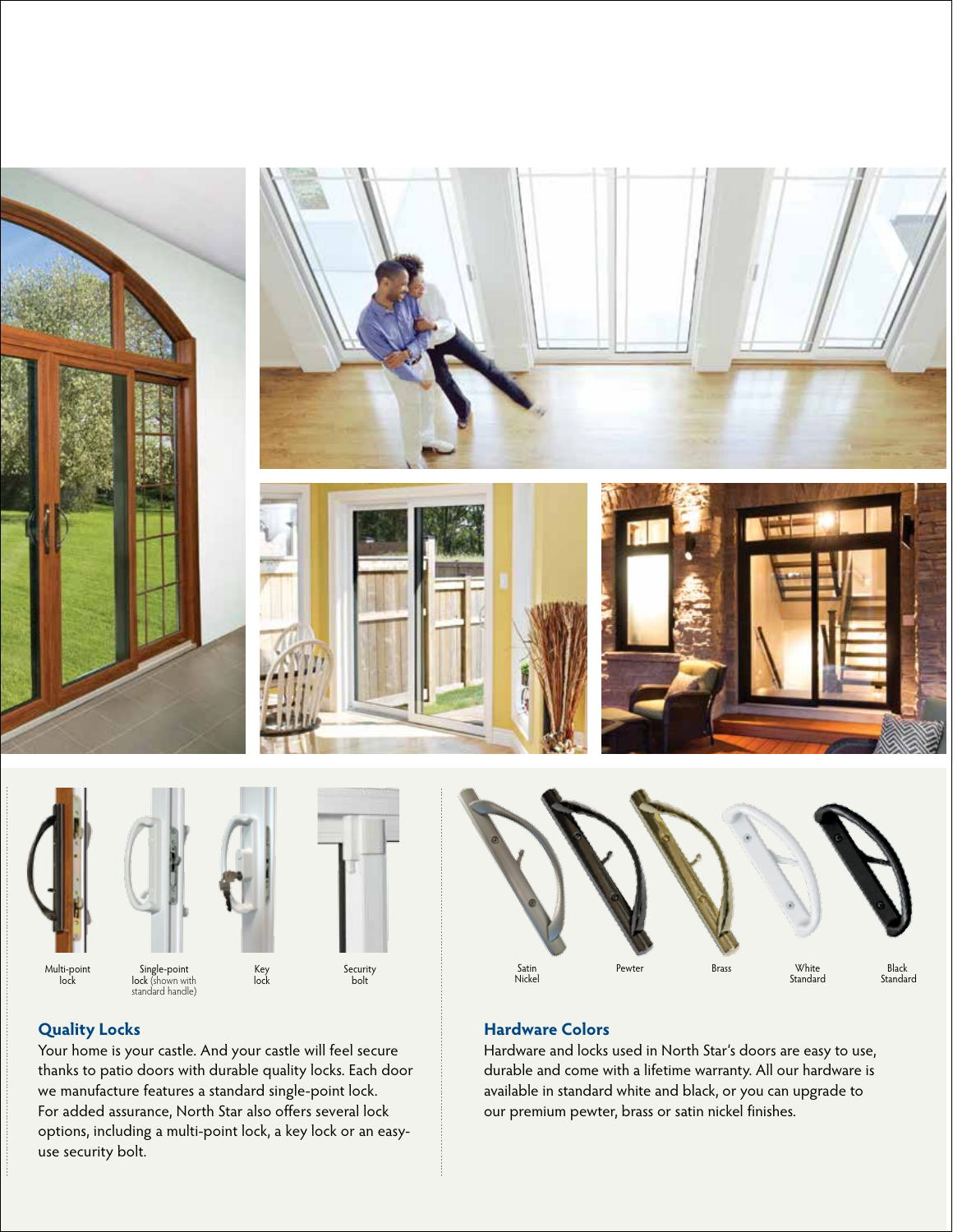Multi-point lock

Single-point lock (shown with standard handle)

Key lock

Security bolt

Satin Nickel

Pewter

Brass

White Standard

Black Standard

## Quality Locks

Your home is your castle. And your castle will feel secure thanks to patio doors with durable quality locks. Each door we manufacture features a standard single-point lock. For added assurance, North Star also offers several lock options, including a multi-point lock, a key lock or an easy-use security bolt.

## Hardware Colors

Hardware and locks used in North Star's doors are easy to use, durable and come with a lifetime warranty. All our hardware is available in standard white and black, or you can upgrade to our premium pewter, brass or satin nickel finishes.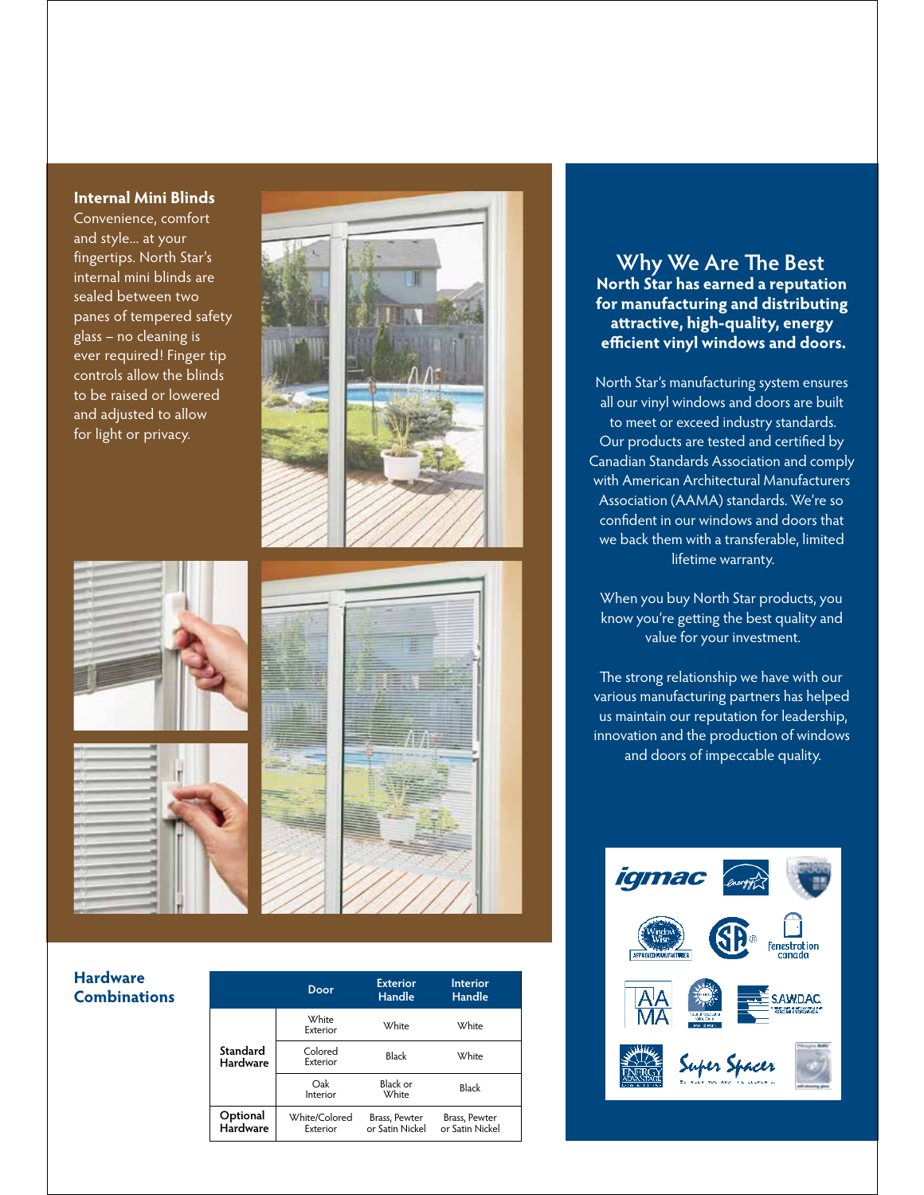### Internal Mini Blinds

Convenience, comfort and style... at your fingertips. North Star's internal mini blinds are sealed between two panes of tempered safety glass – no cleaning is ever required! Finger tip controls allow the blinds to be raised or lowered and adjusted to allow for light or privacy.

### Hardware Combinations

| | Door | Exterior Handle | Interior Handle |
|---|---|---|---|
| Standard Hardware | White Exterior | White | White |
| | Colored Exterior | Black | White |
| | Oak Interior | Black or White | Black |
| Optional Hardware | White/Colored Exterior | Brass, Pewter or Satin Nickel | Brass, Pewter or Satin Nickel |

## Why We Are The Best

**North Star has earned a reputation for manufacturing and distributing attractive, high-quality, energy efficient vinyl windows and doors.**

North Star's manufacturing system ensures all our vinyl windows and doors are built to meet or exceed industry standards. Our products are tested and certified by Canadian Standards Association and comply with American Architectural Manufacturers Association (AAMA) standards. We're so confident in our windows and doors that we back them with a transferable, limited lifetime warranty.

When you buy North Star products, you know you're getting the best quality and value for your investment.

The strong relationship we have with our various manufacturing partners has helped us maintain our reputation for leadership, innovation and the production of windows and doors of impeccable quality.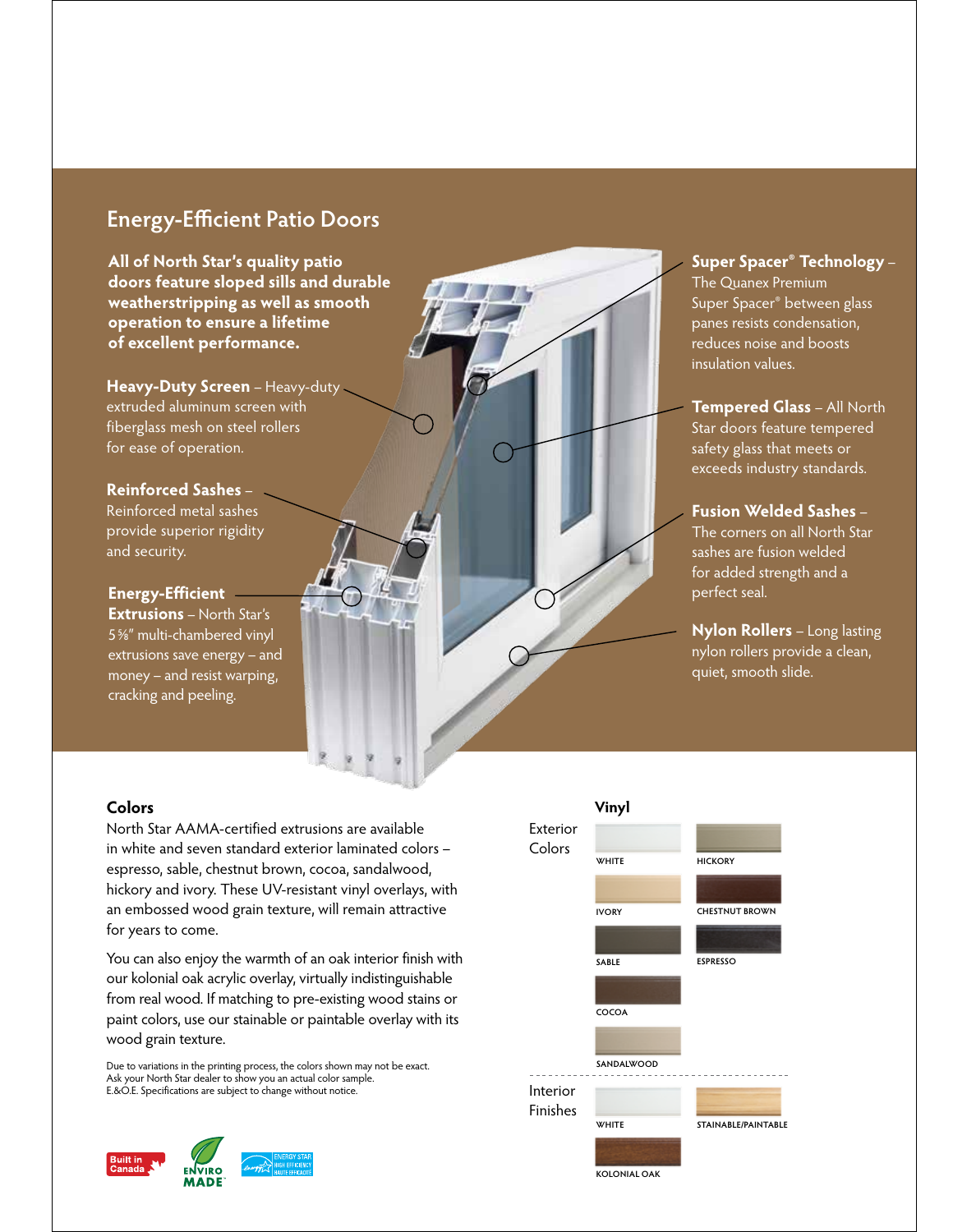## Energy-Efficient Patio Doors

**All of North Star's quality patio doors feature sloped sills and durable weatherstripping as well as smooth operation to ensure a lifetime of excellent performance.**

**Heavy-Duty Screen** – Heavy-duty extruded aluminum screen with fiberglass mesh on steel rollers for ease of operation.

**Reinforced Sashes** – Reinforced metal sashes provide superior rigidity and security.

**Energy-Efficient Extrusions** – North Star's 5⅝" multi-chambered vinyl extrusions save energy – and money – and resist warping, cracking and peeling.

**Super Spacer® Technology** – The Quanex Premium Super Spacer® between glass panes resists condensation, reduces noise and boosts insulation values.

**Tempered Glass** – All North Star doors feature tempered safety glass that meets or exceeds industry standards.

**Fusion Welded Sashes** – The corners on all North Star sashes are fusion welded for added strength and a perfect seal.

**Nylon Rollers** – Long lasting nylon rollers provide a clean, quiet, smooth slide.

### Colors

North Star AAMA-certified extrusions are available in white and seven standard exterior laminated colors – espresso, sable, chestnut brown, cocoa, sandalwood, hickory and ivory. These UV-resistant vinyl overlays, with an embossed wood grain texture, will remain attractive for years to come.

You can also enjoy the warmth of an oak interior finish with our kolonial oak acrylic overlay, virtually indistinguishable from real wood. If matching to pre-existing wood stains or paint colors, use our stainable or paintable overlay with its wood grain texture.

Due to variations in the printing process, the colors shown may not be exact.
Ask your North Star dealer to show you an actual color sample.
E.&O.E. Specifications are subject to change without notice.

### Vinyl

**Exterior Colors**

- WHITE
- HICKORY
- IVORY
- CHESTNUT BROWN
- SABLE
- ESPRESSO
- COCOA
- SANDALWOOD

**Interior Finishes**

- WHITE
- STAINABLE/PAINTABLE
- KOLONIAL OAK

Built in Canada · ENVIRO MADE · ENERGY STAR HIGH EFFICIENCY / HAUTE EFFICACITÉ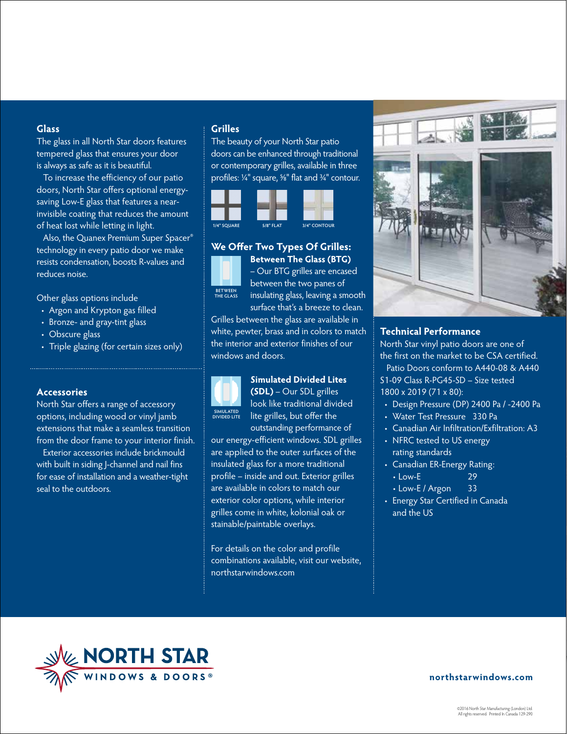## Glass

The glass in all North Star doors features tempered glass that ensures your door is always as safe as it is beautiful.

To increase the efficiency of our patio doors, North Star offers optional energy-saving Low-E glass that features a near-invisible coating that reduces the amount of heat lost while letting in light.

Also, the Quanex Premium Super Spacer® technology in every patio door we make resists condensation, boosts R-values and reduces noise.

Other glass options include

- Argon and Krypton gas filled
- Bronze- and gray-tint glass
- Obscure glass
- Triple glazing (for certain sizes only)

## Accessories

North Star offers a range of accessory options, including wood or vinyl jamb extensions that make a seamless transition from the door frame to your interior finish.

Exterior accessories include brickmould with built in siding J-channel and nail fins for ease of installation and a weather-tight seal to the outdoors.

## Grilles

The beauty of your North Star patio doors can be enhanced through traditional or contemporary grilles, available in three profiles: ¼" square, ⅝" flat and ¾" contour.

1/4" SQUARE
5/8" FLAT
3/4" CONTOUR

### We Offer Two Types Of Grilles:

BETWEEN THE GLASS

**Between The Glass (BTG)** – Our BTG grilles are encased between the two panes of insulating glass, leaving a smooth surface that's a breeze to clean. Grilles between the glass are available in white, pewter, brass and in colors to match the interior and exterior finishes of our windows and doors.

SIMULATED DIVIDED LITE

**Simulated Divided Lites (SDL)** – Our SDL grilles look like traditional divided lite grilles, but offer the outstanding performance of our energy-efficient windows. SDL grilles are applied to the outer surfaces of the insulated glass for a more traditional profile – inside and out. Exterior grilles are available in colors to match our exterior color options, while interior grilles come in white, kolonial oak or stainable/paintable overlays.

For details on the color and profile combinations available, visit our website, northstarwindows.com

## Technical Performance

North Star vinyl patio doors are one of the first on the market to be CSA certified.

Patio Doors conform to A440-08 & A440 S1-09 Class R-PG45-SD – Size tested 1800 x 2019 (71 x 80):

- Design Pressure (DP) 2400 Pa / -2400 Pa
- Water Test Pressure 330 Pa
- Canadian Air Infiltration/Exfiltration: A3
- NFRC tested to US energy rating standards
- Canadian ER-Energy Rating:
  - Low-E 29
  - Low-E / Argon 33
- Energy Star Certified in Canada and the US

NORTH STAR WINDOWS & DOORS®

northstarwindows.com

©2016 North Star Manufacturing (London) Ltd. All rights reserved. Printed In Canada 129-290